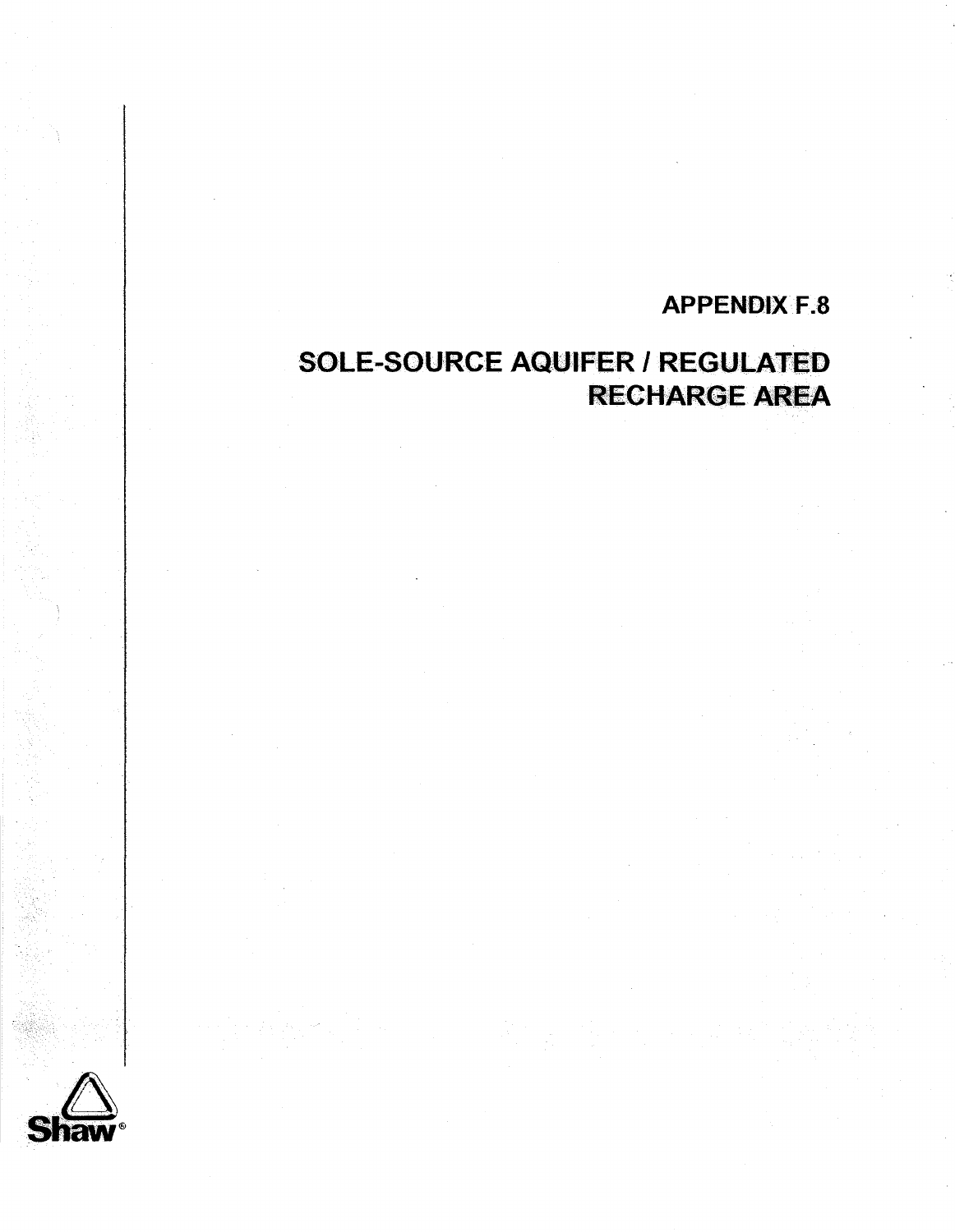# APPENDIX F.8

# SOLE-SOURCE AQUIFER / REGULATED RECHARGE AREA

Shaw®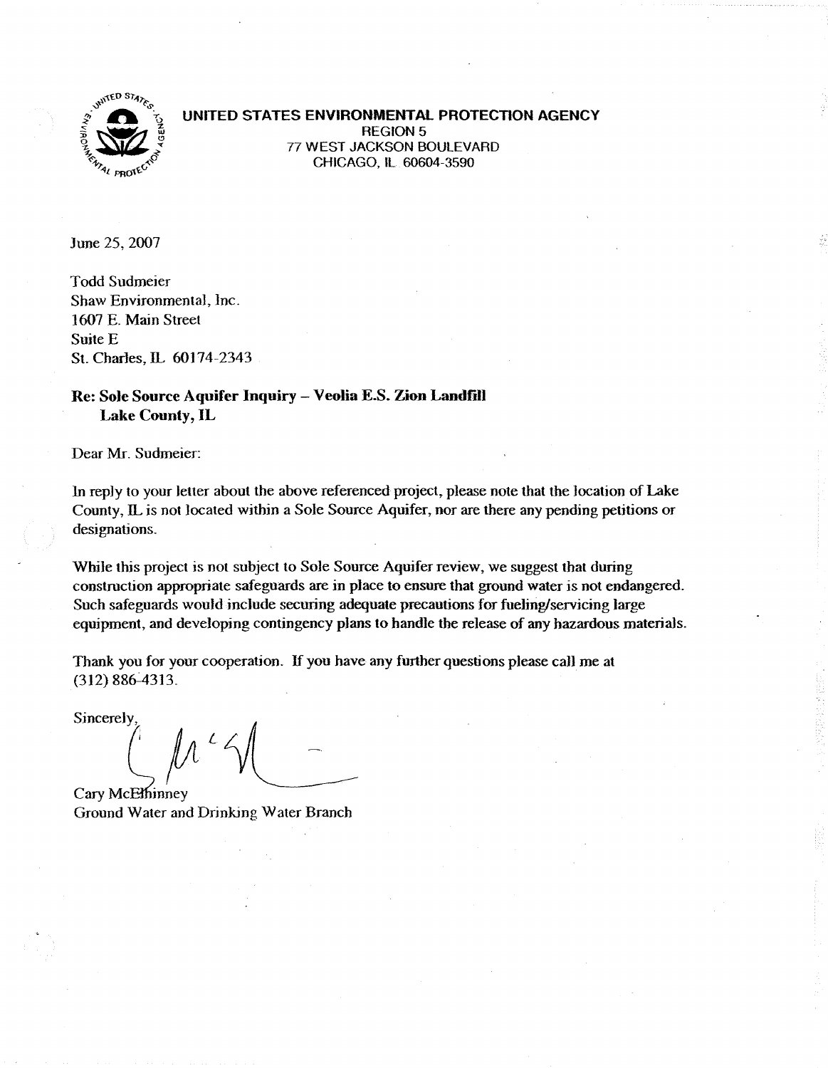**UNITED STATES ENVIRONMENTAL PROTECTION AGENCY**
REGION 5
77 WEST JACKSON BOULEVARD
CHICAGO, IL 60604-3590

June 25, 2007

Todd Sudmeier
Shaw Environmental, Inc.
1607 E. Main Street
Suite E
St. Charles, IL 60174-2343

**Re: Sole Source Aquifer Inquiry – Veolia E.S. Zion Landfill
Lake County, IL**

Dear Mr. Sudmeier:

In reply to your letter about the above referenced project, please note that the location of Lake County, IL is not located within a Sole Source Aquifer, nor are there any pending petitions or designations.

While this project is not subject to Sole Source Aquifer review, we suggest that during construction appropriate safeguards are in place to ensure that ground water is not endangered. Such safeguards would include securing adequate precautions for fueling/servicing large equipment, and developing contingency plans to handle the release of any hazardous materials.

Thank you for your cooperation. If you have any further questions please call me at (312) 886-4313.

Sincerely,

Cary McElhinney
Ground Water and Drinking Water Branch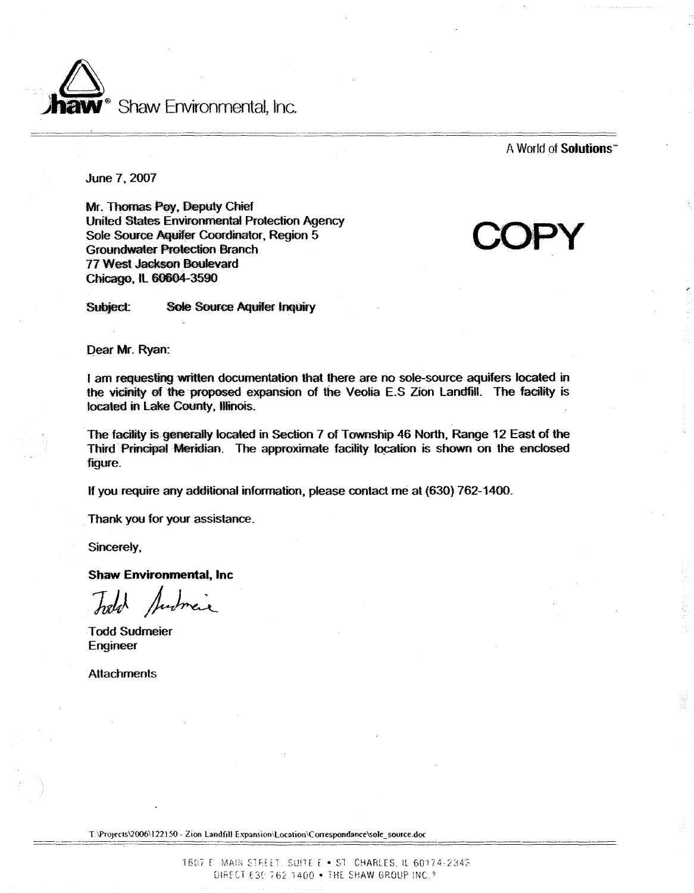Shaw® Shaw Environmental, Inc.

A World of **Solutions**™

June 7, 2007

Mr. Thomas Poy, Deputy Chief
United States Environmental Protection Agency
Sole Source Aquifer Coordinator, Region 5
Groundwater Protection Branch
77 West Jackson Boulevard
Chicago, IL 60604-3590

**COPY**

Subject: Sole Source Aquifer Inquiry

Dear Mr. Ryan:

I am requesting written documentation that there are no sole-source aquifers located in the vicinity of the proposed expansion of the Veolia E.S Zion Landfill. The facility is located in Lake County, Illinois.

The facility is generally located in Section 7 of Township 46 North, Range 12 East of the Third Principal Meridian. The approximate facility location is shown on the enclosed figure.

If you require any additional information, please contact me at (630) 762-1400.

Thank you for your assistance.

Sincerely,

**Shaw Environmental, Inc**

Todd Sudmeier
Engineer

Attachments

T:\Projects\2006\122150 - Zion Landfill Expansion\Location\Correspondance\sole_source.doc

1607 E. MAIN STREET, SUITE E • ST. CHARLES, IL 60174-2345
DIRECT 630.762.1400 • THE SHAW GROUP INC.®